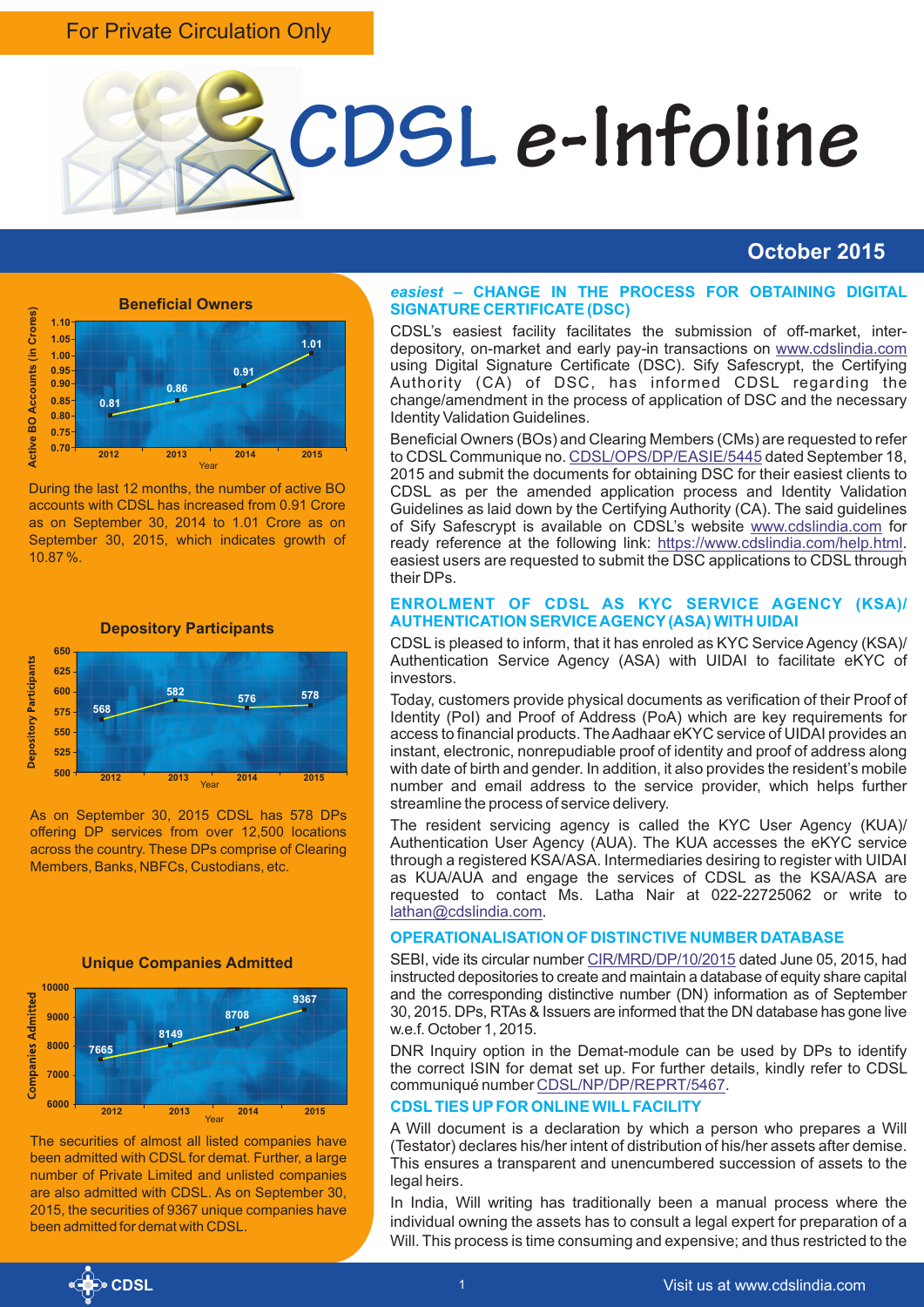For Private Circulation Only

# CDSL e-Infoline

## October 2015

### Beneficial Owners

| Year | Active BO Accounts (in Crores) |
|---|---|
| 2012 | 0.81 |
| 2013 | 0.86 |
| 2014 | 0.91 |
| 2015 | 1.01 |

During the last 12 months, the number of active BO accounts with CDSL has increased from 0.91 Crore as on September 30, 2014 to 1.01 Crore as on September 30, 2015, which indicates growth of 10.87 %.

### Depository Participants

| Year | Depository Participants |
|---|---|
| 2012 | 568 |
| 2013 | 582 |
| 2014 | 576 |
| 2015 | 578 |

As on September 30, 2015 CDSL has 578 DPs offering DP services from over 12,500 locations across the country. These DPs comprise of Clearing Members, Banks, NBFCs, Custodians, etc.

### Unique Companies Admitted

| Year | Companies Admitted |
|---|---|
| 2012 | 7665 |
| 2013 | 8149 |
| 2014 | 8708 |
| 2015 | 9367 |

The securities of almost all listed companies have been admitted with CDSL for demat. Further, a large number of Private Limited and unlisted companies are also admitted with CDSL. As on September 30, 2015, the securities of 9367 unique companies have been admitted for demat with CDSL.

### *easiest* – CHANGE IN THE PROCESS FOR OBTAINING DIGITAL SIGNATURE CERTIFICATE (DSC)

CDSL's easiest facility facilitates the submission of off-market, inter-depository, on-market and early pay-in transactions on www.cdslindia.com using Digital Signature Certificate (DSC). Sify Safescrypt, the Certifying Authority (CA) of DSC, has informed CDSL regarding the change/amendment in the process of application of DSC and the necessary Identity Validation Guidelines.

Beneficial Owners (BOs) and Clearing Members (CMs) are requested to refer to CDSL Communique no. CDSL/OPS/DP/EASIE/5445 dated September 18, 2015 and submit the documents for obtaining DSC for their easiest clients to CDSL as per the amended application process and Identity Validation Guidelines as laid down by the Certifying Authority (CA). The said guidelines of Sify Safescrypt is available on CDSL's website www.cdslindia.com for ready reference at the following link: https://www.cdslindia.com/help.html. easiest users are requested to submit the DSC applications to CDSL through their DPs.

### ENROLMENT OF CDSL AS KYC SERVICE AGENCY (KSA)/ AUTHENTICATION SERVICE AGENCY (ASA) WITH UIDAI

CDSL is pleased to inform, that it has enroled as KYC Service Agency (KSA)/ Authentication Service Agency (ASA) with UIDAI to facilitate eKYC of investors.

Today, customers provide physical documents as verification of their Proof of Identity (PoI) and Proof of Address (PoA) which are key requirements for access to financial products. The Aadhaar eKYC service of UIDAI provides an instant, electronic, nonrepudiable proof of identity and proof of address along with date of birth and gender. In addition, it also provides the resident's mobile number and email address to the service provider, which helps further streamline the process of service delivery.

The resident servicing agency is called the KYC User Agency (KUA)/ Authentication User Agency (AUA). The KUA accesses the eKYC service through a registered KSA/ASA. Intermediaries desiring to register with UIDAI as KUA/AUA and engage the services of CDSL as the KSA/ASA are requested to contact Ms. Latha Nair at 022-22725062 or write to lathan@cdslindia.com.

### OPERATIONALISATION OF DISTINCTIVE NUMBER DATABASE

SEBI, vide its circular number CIR/MRD/DP/10/2015 dated June 05, 2015, had instructed depositories to create and maintain a database of equity share capital and the corresponding distinctive number (DN) information as of September 30, 2015. DPs, RTAs & Issuers are informed that the DN database has gone live w.e.f. October 1, 2015.

DNR Inquiry option in the Demat-module can be used by DPs to identify the correct ISIN for demat set up. For further details, kindly refer to CDSL communiqué number CDSL/NP/DP/REPRT/5467.

### CDSL TIES UP FOR ONLINE WILL FACILITY

A Will document is a declaration by which a person who prepares a Will (Testator) declares his/her intent of distribution of his/her assets after demise. This ensures a transparent and unencumbered succession of assets to the legal heirs.

In India, Will writing has traditionally been a manual process where the individual owning the assets has to consult a legal expert for preparation of a Will. This process is time consuming and expensive; and thus restricted to the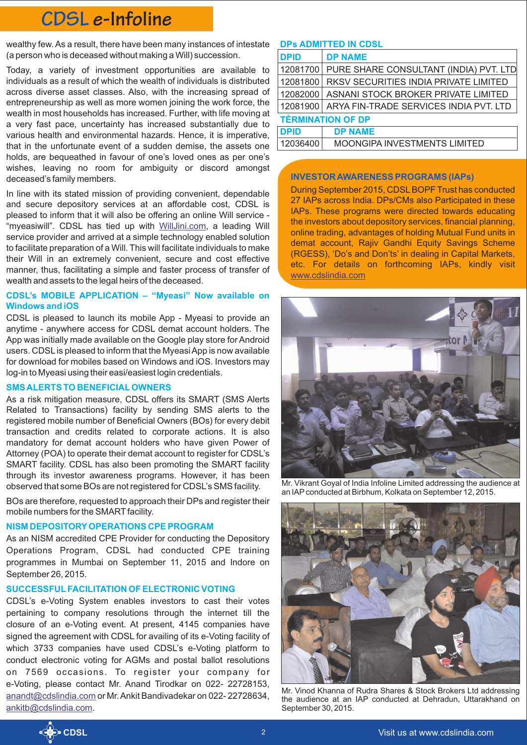wealthy few. As a result, there have been many instances of intestate (a person who is deceased without making a Will) succession.

Today, a variety of investment opportunities are available to individuals as a result of which the wealth of individuals is distributed across diverse asset classes. Also, with the increasing spread of entrepreneurship as well as more women joining the work force, the wealth in most households has increased. Further, with life moving at a very fast pace, uncertainty has increased substantially due to various health and environmental hazards. Hence, it is imperative, that in the unfortunate event of a sudden demise, the assets one holds, are bequeathed in favour of one's loved ones as per one's wishes, leaving no room for ambiguity or discord amongst deceased's family members.

In line with its stated mission of providing convenient, dependable and secure depository services at an affordable cost, CDSL is pleased to inform that it will also be offering an online Will service - "myeasiwill". CDSL has tied up with WillJini.com, a leading Will service provider and arrived at a simple technology enabled solution to facilitate preparation of a Will. This will facilitate individuals to make their Will in an extremely convenient, secure and cost effective manner, thus, facilitating a simple and faster process of transfer of wealth and assets to the legal heirs of the deceased.

## CDSL's MOBILE APPLICATION – "Myeasi" Now available on Windows and iOS

CDSL is pleased to launch its mobile App - Myeasi to provide an anytime - anywhere access for CDSL demat account holders. The App was initially made available on the Google play store for Android users. CDSL is pleased to inform that the Myeasi App is now available for download for mobiles based on Windows and iOS. Investors may log-in to Myeasi using their easi/easiest login credentials.

## SMS ALERTS TO BENEFICIAL OWNERS

As a risk mitigation measure, CDSL offers its SMART (SMS Alerts Related to Transactions) facility by sending SMS alerts to the registered mobile number of Beneficial Owners (BOs) for every debit transaction and credits related to corporate actions. It is also mandatory for demat account holders who have given Power of Attorney (POA) to operate their demat account to register for CDSL's SMART facility. CDSL has also been promoting the SMART facility through its investor awareness programs. However, it has been observed that some BOs are not registered for CDSL's SMS facility.

BOs are therefore, requested to approach their DPs and register their mobile numbers for the SMART facility.

## NISM DEPOSITORY OPERATIONS CPE PROGRAM

As an NISM accredited CPE Provider for conducting the Depository Operations Program, CDSL had conducted CPE training programmes in Mumbai on September 11, 2015 and Indore on September 26, 2015.

## SUCCESSFUL FACILITATION OF ELECTRONIC VOTING

CDSL's e-Voting System enables investors to cast their votes pertaining to company resolutions through the internet till the closure of an e-Voting event. At present, 4145 companies have signed the agreement with CDSL for availing of its e-Voting facility of which 3733 companies have used CDSL's e-Voting platform to conduct electronic voting for AGMs and postal ballot resolutions on 7569 occasions. To register your company for e-Voting, please contact Mr. Anand Tirodkar on 022- 22728153, anandt@cdslindia.com or Mr. Ankit Bandivadekar on 022- 22728634, ankitb@cdslindia.com.

## DPs ADMITTED IN CDSL

| DPID | DP NAME |
|---|---|
| 12081700 | PURE SHARE CONSULTANT (INDIA) PVT. LTD |
| 12081800 | RKSV SECURITIES INDIA PRIVATE LIMITED |
| 12082000 | ASNANI STOCK BROKER PRIVATE LIMITED |
| 12081900 | ARYA FIN-TRADE SERVICES INDIA PVT. LTD |

## TÈRMINATION OF DP

| DPID | DP NAME |
|---|---|
| 12036400 | MOONGIPA INVESTMENTS LIMITED |

## INVESTOR AWARENESS PROGRAMS (IAPs)

During September 2015, CDSL BOPF Trust has conducted 27 IAPs across India. DPs/CMs also Participated in these IAPs. These programs were directed towards educating the investors about depository services, financial planning, online trading, advantages of holding Mutual Fund units in demat account, Rajiv Gandhi Equity Savings Scheme (RGESS), 'Do's and Don'ts' in dealing in Capital Markets, etc. For details on forthcoming IAPs, kindly visit www.cdslindia.com

Mr. Vikrant Goyal of India Infoline Limited addressing the audience at an IAP conducted at Birbhum, Kolkata on September 12, 2015.

Mr. Vinod Khanna of Rudra Shares & Stock Brokers Ltd addressing the audience at an IAP conducted at Dehradun, Uttarakhand on September 30, 2015.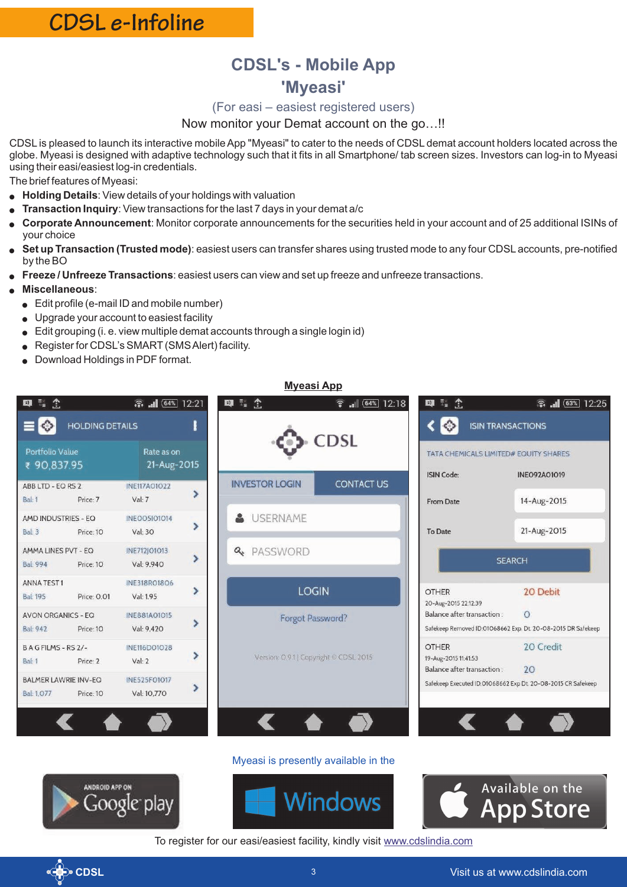# CDSL e-Infoline

## CDSL's - Mobile App 'Myeasi'

(For easi – easiest registered users)

Now monitor your Demat account on the go…!!

CDSL is pleased to launch its interactive mobile App "Myeasi" to cater to the needs of CDSL demat account holders located across the globe. Myeasi is designed with adaptive technology such that it fits in all Smartphone/ tab screen sizes. Investors can log-in to Myeasi using their easi/easiest log-in credentials.

The brief features of Myeasi:

- **Holding Details**: View details of your holdings with valuation
- **Transaction Inquiry**: View transactions for the last 7 days in your demat a/c
- **Corporate Announcement**: Monitor corporate announcements for the securities held in your account and of 25 additional ISINs of your choice
- **Set up Transaction (Trusted mode)**: easiest users can transfer shares using trusted mode to any four CDSL accounts, pre-notified by the BO
- **Freeze / Unfreeze Transactions**: easiest users can view and set up freeze and unfreeze transactions.
- **Miscellaneous**:
  - Edit profile (e-mail ID and mobile number)
  - Upgrade your account to easiest facility
  - Edit grouping (i. e. view multiple demat accounts through a single login id)
  - Register for CDSL's SMART (SMS Alert) facility.
  - Download Holdings in PDF format.

**Myeasi App**

Myeasi is presently available in the

Google play | Windows | App Store

To register for our easi/easiest facility, kindly visit www.cdslindia.com

Visit us at www.cdslindia.com